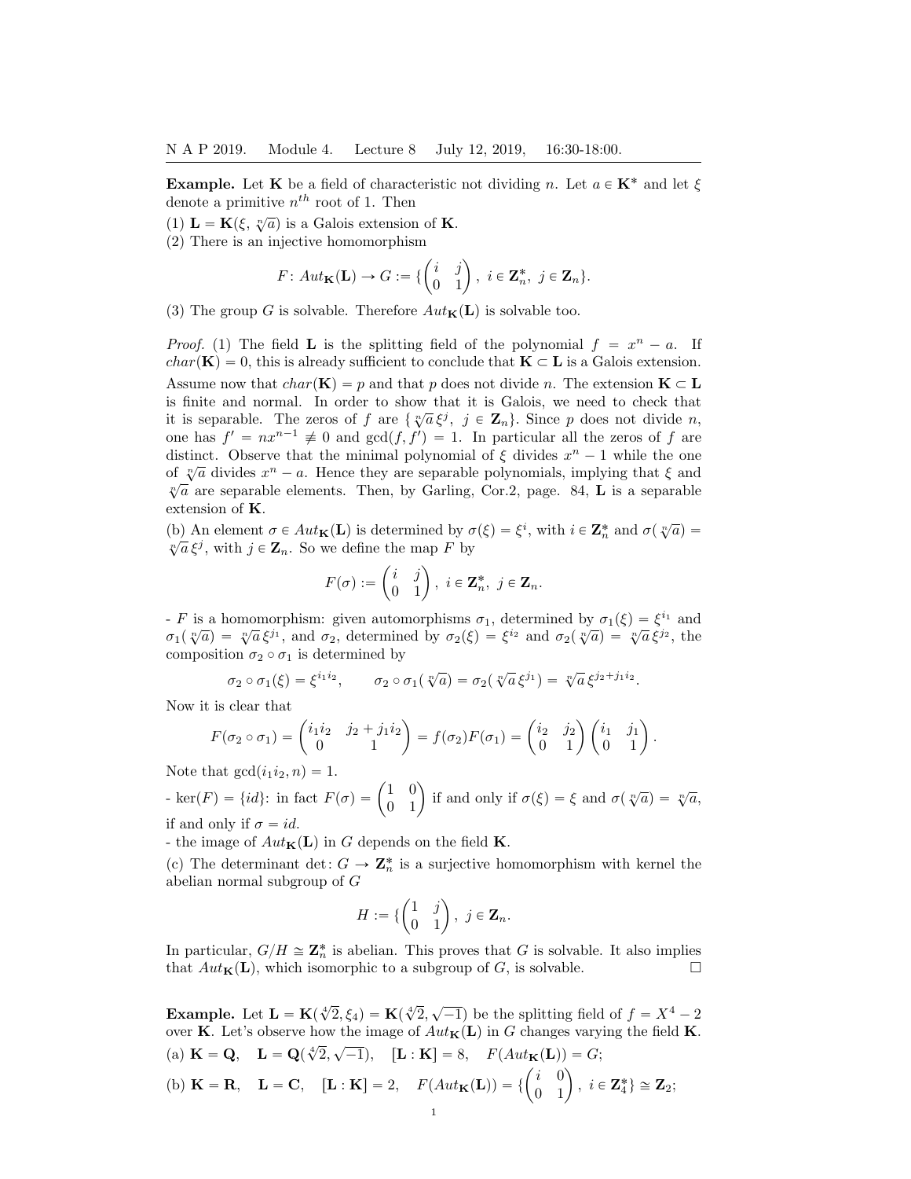N A P 2019. Module 4. Lecture 8 July 12, 2019, 16:30-18:00.

**Example.** Let $\mathbf{K}$ be a field of characteristic not dividing $n$. Let $a \in \mathbf{K}^*$ and let $\xi$ denote a primitive $n^{th}$ root of 1. Then

(1) $\mathbf{L} = \mathbf{K}(\xi, \sqrt[n]{a})$ is a Galois extension of $\mathbf{K}$.

(2) There is an injective homomorphism

$$F\colon Aut_{\mathbf{K}}(\mathbf{L}) \to G := \{\begin{pmatrix} i & j \\ 0 & 1 \end{pmatrix},\ i \in \mathbf{Z}_n^*,\ j \in \mathbf{Z}_n\}.$$

(3) The group $G$ is solvable. Therefore $Aut_{\mathbf{K}}(\mathbf{L})$ is solvable too.

*Proof.* (1) The field $\mathbf{L}$ is the splitting field of the polynomial $f = x^n - a$. If $char(\mathbf{K}) = 0$, this is already sufficient to conclude that $\mathbf{K} \subset \mathbf{L}$ is a Galois extension. Assume now that $char(\mathbf{K}) = p$ and that $p$ does not divide $n$. The extension $\mathbf{K} \subset \mathbf{L}$ is finite and normal. In order to show that it is Galois, we need to check that it is separable. The zeros of $f$ are $\{\sqrt[n]{a}\,\xi^j,\ j \in \mathbf{Z}_n\}$. Since $p$ does not divide $n$, one has $f' = nx^{n-1} \not\equiv 0$ and $\gcd(f, f') = 1$. In particular all the zeros of $f$ are distinct. Observe that the minimal polynomial of $\xi$ divides $x^n - 1$ while the one of $\sqrt[n]{a}$ divides $x^n - a$. Hence they are separable polynomials, implying that $\xi$ and $\sqrt[n]{a}$ are separable elements. Then, by Garling, Cor.2, page. 84, $\mathbf{L}$ is a separable extension of $\mathbf{K}$.

(b) An element $\sigma \in Aut_{\mathbf{K}}(\mathbf{L})$ is determined by $\sigma(\xi) = \xi^i$, with $i \in \mathbf{Z}_n^*$ and $\sigma(\sqrt[n]{a}) = \sqrt[n]{a}\,\xi^j$, with $j \in \mathbf{Z}_n$. So we define the map $F$ by

$$F(\sigma) := \begin{pmatrix} i & j \\ 0 & 1 \end{pmatrix},\ i \in \mathbf{Z}_n^*,\ j \in \mathbf{Z}_n.$$

- $F$ is a homomorphism: given automorphisms $\sigma_1$, determined by $\sigma_1(\xi) = \xi^{i_1}$ and $\sigma_1(\sqrt[n]{a}) = \sqrt[n]{a}\,\xi^{j_1}$, and $\sigma_2$, determined by $\sigma_2(\xi) = \xi^{i_2}$ and $\sigma_2(\sqrt[n]{a}) = \sqrt[n]{a}\,\xi^{j_2}$, the composition $\sigma_2 \circ \sigma_1$ is determined by

$$\sigma_2 \circ \sigma_1(\xi) = \xi^{i_1 i_2}, \qquad \sigma_2 \circ \sigma_1(\sqrt[n]{a}) = \sigma_2(\sqrt[n]{a}\,\xi^{j_1}) = \sqrt[n]{a}\,\xi^{j_2 + j_1 i_2}.$$

Now it is clear that

$$F(\sigma_2 \circ \sigma_1) = \begin{pmatrix} i_1 i_2 & j_2 + j_1 i_2 \\ 0 & 1 \end{pmatrix} = f(\sigma_2)F(\sigma_1) = \begin{pmatrix} i_2 & j_2 \\ 0 & 1 \end{pmatrix}\begin{pmatrix} i_1 & j_1 \\ 0 & 1 \end{pmatrix}.$$

Note that $\gcd(i_1 i_2, n) = 1$.

- $\ker(F) = \{id\}$: in fact $F(\sigma) = \begin{pmatrix} 1 & 0 \\ 0 & 1 \end{pmatrix}$ if and only if $\sigma(\xi) = \xi$ and $\sigma(\sqrt[n]{a}) = \sqrt[n]{a}$, if and only if $\sigma = id$.

- the image of $Aut_{\mathbf{K}}(\mathbf{L})$ in $G$ depends on the field $\mathbf{K}$.

(c) The determinant $\det\colon G \to \mathbf{Z}_n^*$ is a surjective homomorphism with kernel the abelian normal subgroup of $G$

$$H := \{\begin{pmatrix} 1 & j \\ 0 & 1 \end{pmatrix},\ j \in \mathbf{Z}_n.$$

In particular, $G/H \cong \mathbf{Z}_n^*$ is abelian. This proves that $G$ is solvable. It also implies that $Aut_{\mathbf{K}}(\mathbf{L})$, which isomorphic to a subgroup of $G$, is solvable. $\square$

**Example.** Let $\mathbf{L} = \mathbf{K}(\sqrt[4]{2}, \xi_4) = \mathbf{K}(\sqrt[4]{2}, \sqrt{-1})$ be the splitting field of $f = X^4 - 2$ over $\mathbf{K}$. Let's observe how the image of $Aut_{\mathbf{K}}(\mathbf{L})$ in $G$ changes varying the field $\mathbf{K}$.

(a) $\mathbf{K} = \mathbf{Q}$, $\quad \mathbf{L} = \mathbf{Q}(\sqrt[4]{2}, \sqrt{-1})$, $\quad [\mathbf{L} : \mathbf{K}] = 8$, $\quad F(Aut_{\mathbf{K}}(\mathbf{L})) = G$;

(b) $\mathbf{K} = \mathbf{R}$, $\quad \mathbf{L} = \mathbf{C}$, $\quad [\mathbf{L} : \mathbf{K}] = 2$, $\quad F(Aut_{\mathbf{K}}(\mathbf{L})) = \{\begin{pmatrix} i & 0 \\ 0 & 1 \end{pmatrix},\ i \in \mathbf{Z}_4^*\} \cong \mathbf{Z}_2$;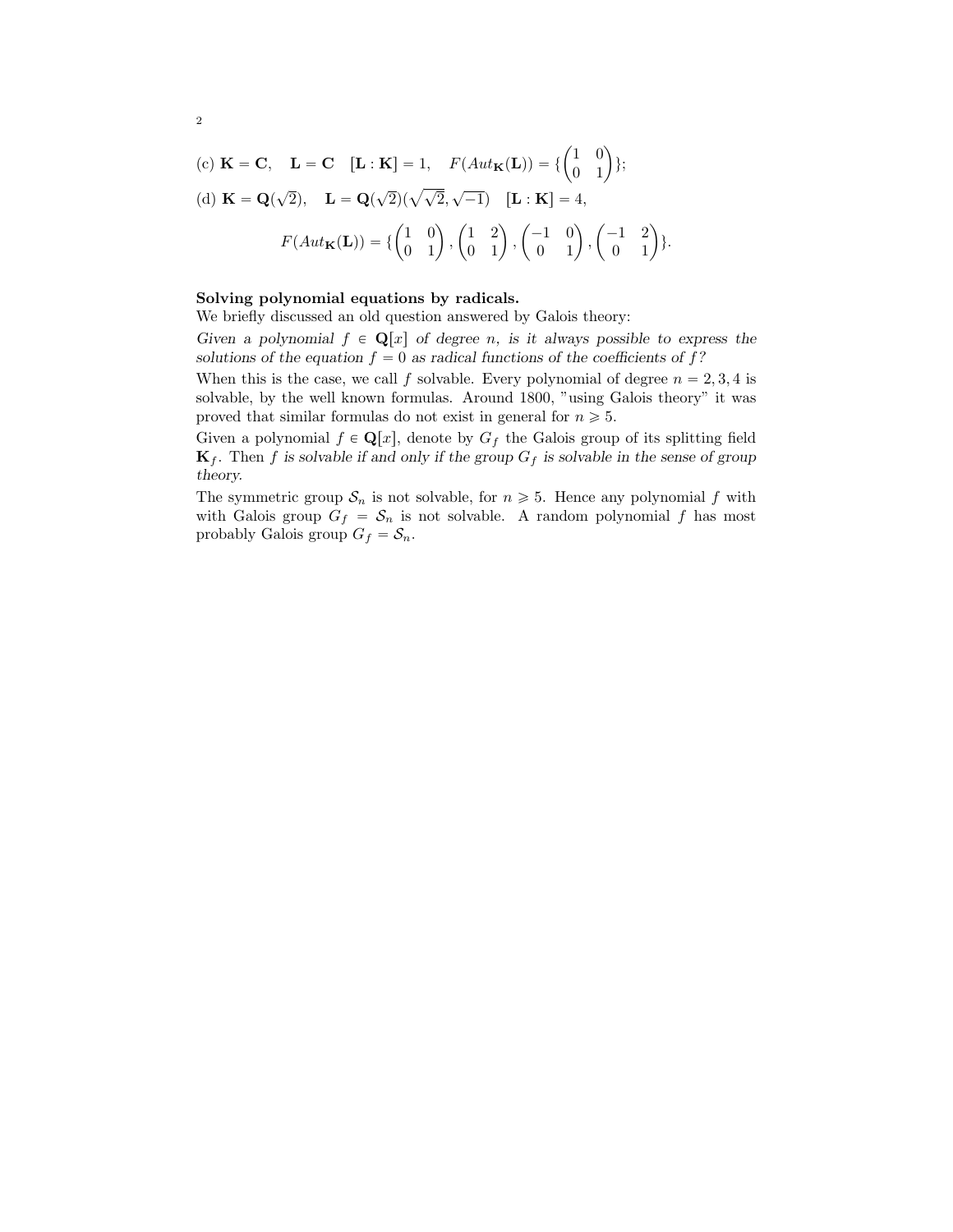(c) $\mathbf{K} = \mathbf{C}$, $\quad \mathbf{L} = \mathbf{C}$ $\quad [\mathbf{L} : \mathbf{K}] = 1$, $\quad F(Aut_{\mathbf{K}}(\mathbf{L})) = \{\begin{pmatrix} 1 & 0 \\ 0 & 1 \end{pmatrix}\}$;

(d) $\mathbf{K} = \mathbf{Q}(\sqrt{2})$, $\quad \mathbf{L} = \mathbf{Q}(\sqrt{2})(\sqrt{\sqrt{2}}, \sqrt{-1})$ $\quad [\mathbf{L} : \mathbf{K}] = 4$,

$$F(Aut_{\mathbf{K}}(\mathbf{L})) = \{\begin{pmatrix} 1 & 0 \\ 0 & 1 \end{pmatrix}, \begin{pmatrix} 1 & 2 \\ 0 & 1 \end{pmatrix}, \begin{pmatrix} -1 & 0 \\ 0 & 1 \end{pmatrix}, \begin{pmatrix} -1 & 2 \\ 0 & 1 \end{pmatrix}\}.$$

**Solving polynomial equations by radicals.**

We briefly discussed an old question answered by Galois theory:

*Given a polynomial $f \in \mathbf{Q}[x]$ of degree $n$, is it always possible to express the solutions of the equation $f = 0$ as radical functions of the coefficients of $f$?*

When this is the case, we call $f$ solvable. Every polynomial of degree $n = 2, 3, 4$ is solvable, by the well known formulas. Around 1800, "using Galois theory" it was proved that similar formulas do not exist in general for $n \geqslant 5$.

Given a polynomial $f \in \mathbf{Q}[x]$, denote by $G_f$ the Galois group of its splitting field $\mathbf{K}_f$. Then $f$ *is solvable if and only if the group $G_f$ is solvable in the sense of group theory.*

The symmetric group $\mathcal{S}_n$ is not solvable, for $n \geqslant 5$. Hence any polynomial $f$ with with Galois group $G_f = \mathcal{S}_n$ is not solvable. A random polynomial $f$ has most probably Galois group $G_f = \mathcal{S}_n$.